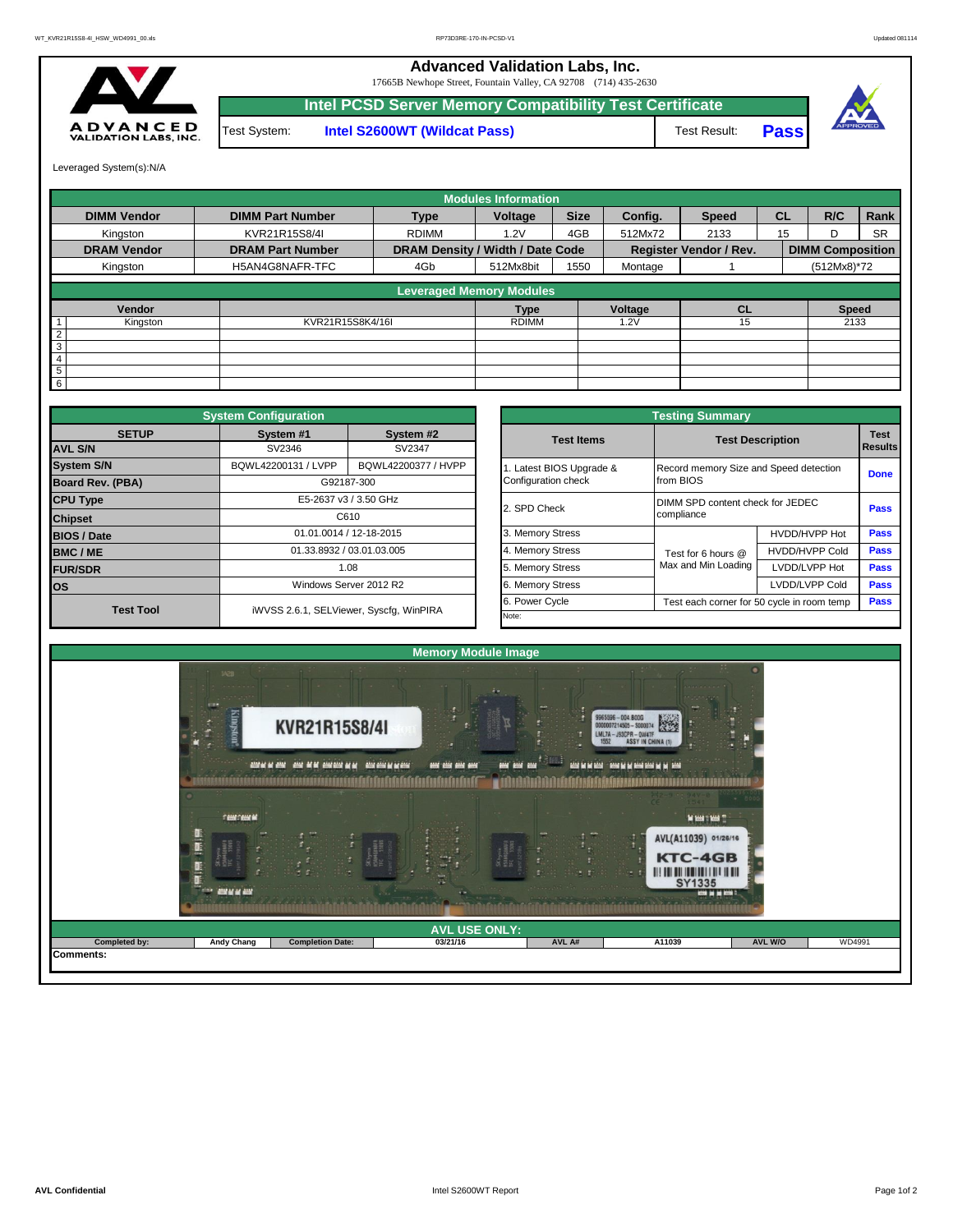# Advanced Validation Labs, Inc.

17665B Newhope Street, Fountain Valley, CA 92708 (714) 435-2630

## Intel PCSD Server Memory Compatibility Test Certificate

Test System: **Intel S2600WT (Wildcat Pass)** Test Result: **Pass**

Leveraged System(s):N/A

| Modules Information | | | | | | | | | |
|---|---|---|---|---|---|---|---|---|---|
| **DIMM Vendor** | **DIMM Part Number** | **Type** | **Voltage** | **Size** | **Config.** | **Speed** | **CL** | **R/C** | **Rank** |
| Kingston | KVR21R15S8/4I | RDIMM | 1.2V | 4GB | 512Mx72 | 2133 | 15 | D | SR |
| **DRAM Vendor** | **DRAM Part Number** | **DRAM Density / Width / Date Code** | | | **Register Vendor / Rev.** | | | **DIMM Composition** | |
| Kingston | H5AN4G8NAFR-TFC | 4Gb | 512Mx8bit | 1550 | Montage | 1 | | (512Mx8)*72 | |

| Leveraged Memory Modules | | | | | | |
|---|---|---|---|---|---|---|
| | **Vendor** | | **Type** | **Voltage** | **CL** | **Speed** |
| 1 | Kingston | KVR21R15S8K4/16I | RDIMM | 1.2V | 15 | 2133 |
| 2 | | | | | | |
| 3 | | | | | | |
| 4 | | | | | | |
| 5 | | | | | | |
| 6 | | | | | | |

| System Configuration | | |
|---|---|---|
| **SETUP** | System #1 | System #2 |
| **AVL S/N** | SV2346 | SV2347 |
| **System S/N** | BQWL42200131 / LVPP | BQWL42200377 / HVPP |
| **Board Rev. (PBA)** | G92187-300 | |
| **CPU Type** | E5-2637 v3 / 3.50 GHz | |
| **Chipset** | C610 | |
| **BIOS / Date** | 01.01.0014 / 12-18-2015 | |
| **BMC / ME** | 01.33.8932 / 03.01.03.005 | |
| **FUR/SDR** | 1.08 | |
| **OS** | Windows Server 2012 R2 | |
| **Test Tool** | iWVSS 2.6.1, SELViewer, Syscfg, WinPIRA | |

| Testing Summary | | | |
|---|---|---|---|
| **Test Items** | **Test Description** | | **Test Results** |
| 1. Latest BIOS Upgrade & Configuration check | Record memory Size and Speed detection from BIOS | | Done |
| 2. SPD Check | DIMM SPD content check for JEDEC compliance | | Pass |
| 3. Memory Stress | Test for 6 hours @ Max and Min Loading | HVDD/HVPP Hot | Pass |
| 4. Memory Stress | | HVDD/HVPP Cold | Pass |
| 5. Memory Stress | | LVDD/LVPP Hot | Pass |
| 6. Memory Stress | | LVDD/LVPP Cold | Pass |
| 6. Power Cycle | Test each corner for 50 cycle in room temp | | Pass |
| Note: | | | |

## Memory Module Image

## AVL USE ONLY:

| Completed by: | Andy Chang | Completion Date: | 03/21/16 | AVL A# | A11039 | AVL W/O | WD4991 |
|---|---|---|---|---|---|---|---|

Comments: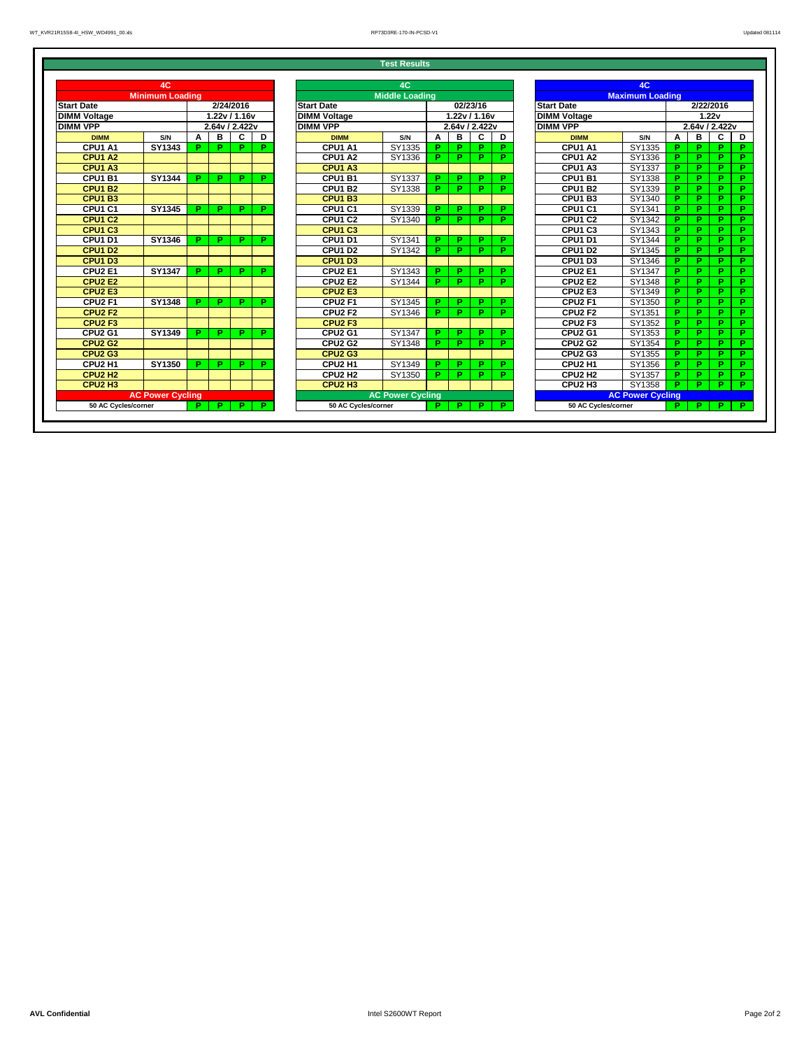## Test Results

| 4C Minimum Loading | | | | | |
|---|---|---|---|---|---|
| Start Date | | 2/24/2016 | | | |
| DIMM Voltage | | 1.22v / 1.16v | | | |
| DIMM VPP | | 2.64v / 2.422v | | | |
| DIMM | S/N | A | B | C | D |
| CPU1 A1 | SY1343 | P | P | P | P |
| CPU1 A2 | | | | | |
| CPU1 A3 | | | | | |
| CPU1 B1 | SY1344 | P | P | P | P |
| CPU1 B2 | | | | | |
| CPU1 B3 | | | | | |
| CPU1 C1 | SY1345 | P | P | P | P |
| CPU1 C2 | | | | | |
| CPU1 C3 | | | | | |
| CPU1 D1 | SY1346 | P | P | P | P |
| CPU1 D2 | | | | | |
| CPU1 D3 | | | | | |
| CPU2 E1 | SY1347 | P | P | P | P |
| CPU2 E2 | | | | | |
| CPU2 E3 | | | | | |
| CPU2 F1 | SY1348 | P | P | P | P |
| CPU2 F2 | | | | | |
| CPU2 F3 | | | | | |
| CPU2 G1 | SY1349 | P | P | P | P |
| CPU2 G2 | | | | | |
| CPU2 G3 | | | | | |
| CPU2 H1 | SY1350 | P | P | P | P |
| CPU2 H2 | | | | | |
| CPU2 H3 | | | | | |
| AC Power Cycling | | | | | |
| 50 AC Cycles/corner | | P | P | P | P |

| 4C Middle Loading | | | | | |
|---|---|---|---|---|---|
| Start Date | | 02/23/16 | | | |
| DIMM Voltage | | 1.22v / 1.16v | | | |
| DIMM VPP | | 2.64v / 2.422v | | | |
| DIMM | S/N | A | B | C | D |
| CPU1 A1 | SY1335 | P | P | P | P |
| CPU1 A2 | SY1336 | P | P | P | P |
| CPU1 A3 | | | | | |
| CPU1 B1 | SY1337 | P | P | P | P |
| CPU1 B2 | SY1338 | P | P | P | P |
| CPU1 B3 | | | | | |
| CPU1 C1 | SY1339 | P | P | P | P |
| CPU1 C2 | SY1340 | P | P | P | P |
| CPU1 C3 | | | | | |
| CPU1 D1 | SY1341 | P | P | P | P |
| CPU1 D2 | SY1342 | P | P | P | P |
| CPU1 D3 | | | | | |
| CPU2 E1 | SY1343 | P | P | P | P |
| CPU2 E2 | SY1344 | P | P | P | P |
| CPU2 E3 | | | | | |
| CPU2 F1 | SY1345 | P | P | P | P |
| CPU2 F2 | SY1346 | P | P | P | P |
| CPU2 F3 | | | | | |
| CPU2 G1 | SY1347 | P | P | P | P |
| CPU2 G2 | SY1348 | P | P | P | P |
| CPU2 G3 | | | | | |
| CPU2 H1 | SY1349 | P | P | P | P |
| CPU2 H2 | SY1350 | P | P | P | P |
| CPU2 H3 | | | | | |
| AC Power Cycling | | | | | |
| 50 AC Cycles/corner | | P | P | P | P |

| 4C Maximum Loading | | | | | |
|---|---|---|---|---|---|
| Start Date | | 2/22/2016 | | | |
| DIMM Voltage | | 1.22v | | | |
| DIMM VPP | | 2.64v / 2.422v | | | |
| DIMM | S/N | A | B | C | D |
| CPU1 A1 | SY1335 | P | P | P | P |
| CPU1 A2 | SY1336 | P | P | P | P |
| CPU1 A3 | SY1337 | P | P | P | P |
| CPU1 B1 | SY1338 | P | P | P | P |
| CPU1 B2 | SY1339 | P | P | P | P |
| CPU1 B3 | SY1340 | P | P | P | P |
| CPU1 C1 | SY1341 | P | P | P | P |
| CPU1 C2 | SY1342 | P | P | P | P |
| CPU1 C3 | SY1343 | P | P | P | P |
| CPU1 D1 | SY1344 | P | P | P | P |
| CPU1 D2 | SY1345 | P | P | P | P |
| CPU1 D3 | SY1346 | P | P | P | P |
| CPU2 E1 | SY1347 | P | P | P | P |
| CPU2 E2 | SY1348 | P | P | P | P |
| CPU2 E3 | SY1349 | P | P | P | P |
| CPU2 F1 | SY1350 | P | P | P | P |
| CPU2 F2 | SY1351 | P | P | P | P |
| CPU2 F3 | SY1352 | P | P | P | P |
| CPU2 G1 | SY1353 | P | P | P | P |
| CPU2 G2 | SY1354 | P | P | P | P |
| CPU2 G3 | SY1355 | P | P | P | P |
| CPU2 H1 | SY1356 | P | P | P | P |
| CPU2 H2 | SY1357 | P | P | P | P |
| CPU2 H3 | SY1358 | P | P | P | P |
| AC Power Cycling | | | | | |
| 50 AC Cycles/corner | | P | P | P | P |